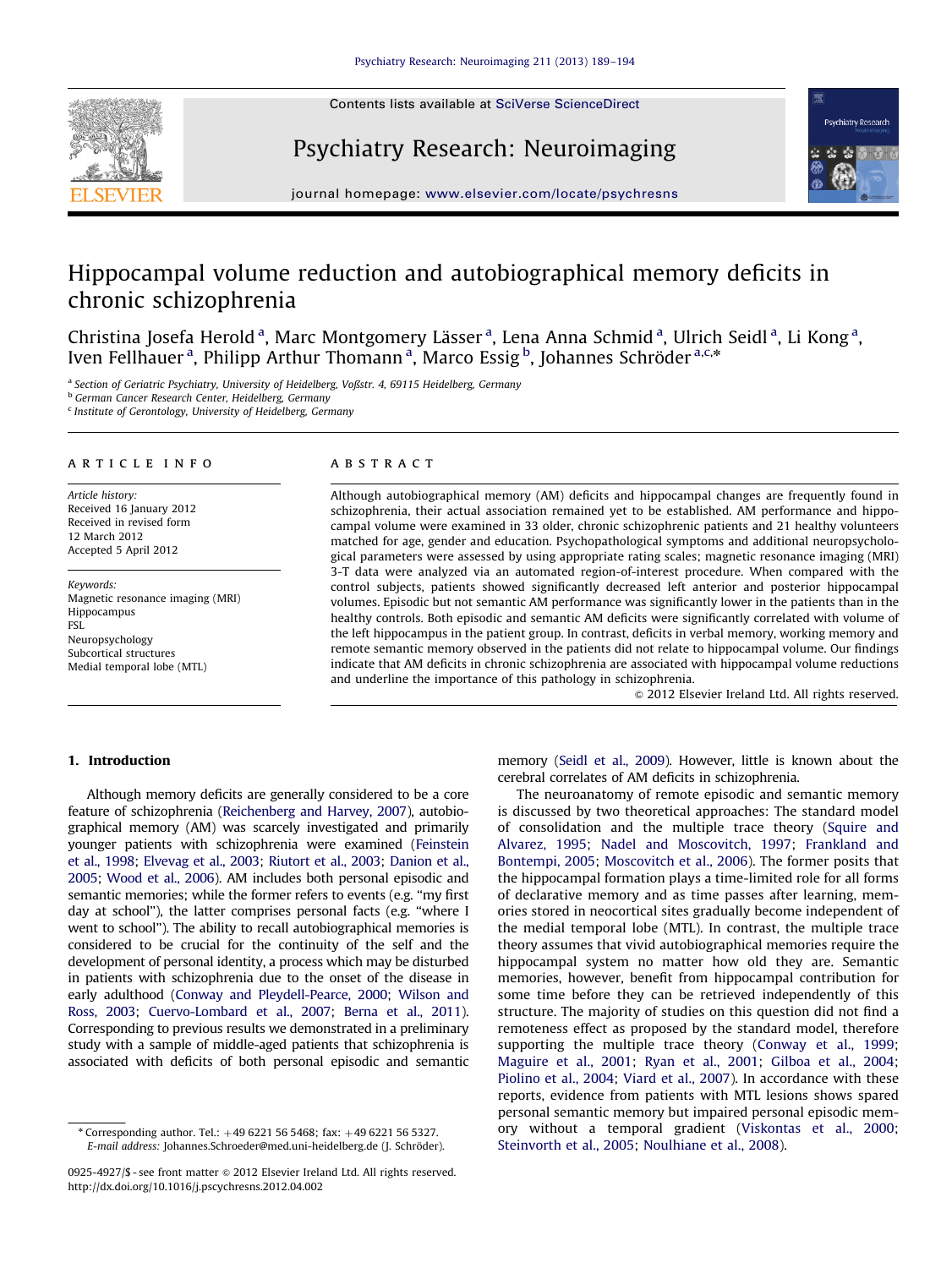# Hippocampal volume reduction and autobiographical memory deficits in chronic schizophrenia

Christina Josefa Herold [a], Marc Montgomery Lässer [a], Lena Anna Schmid [a], Ulrich Seidl [a], Li Kong [a], Iven Fellhauer [a], Philipp Arthur Thomann [a], Marco Essig [b], Johannes Schröder [a,c,*]

[a] Section of Geriatric Psychiatry, University of Heidelberg, Voßstr. 4, 69115 Heidelberg, Germany
[b] German Cancer Research Center, Heidelberg, Germany
[c] Institute of Gerontology, University of Heidelberg, Germany

## ARTICLE INFO

*Article history:*
Received 16 January 2012
Received in revised form
12 March 2012
Accepted 5 April 2012

*Keywords:*
Magnetic resonance imaging (MRI)
Hippocampus
FSL
Neuropsychology
Subcortical structures
Medial temporal lobe (MTL)

## ABSTRACT

Although autobiographical memory (AM) deficits and hippocampal changes are frequently found in schizophrenia, their actual association remained yet to be established. AM performance and hippocampal volume were examined in 33 older, chronic schizophrenic patients and 21 healthy volunteers matched for age, gender and education. Psychopathological symptoms and additional neuropsychological parameters were assessed by using appropriate rating scales; magnetic resonance imaging (MRI) 3-T data were analyzed via an automated region-of-interest procedure. When compared with the control subjects, patients showed significantly decreased left anterior and posterior hippocampal volumes. Episodic but not semantic AM performance was significantly lower in the patients than in the healthy controls. Both episodic and semantic AM deficits were significantly correlated with volume of the left hippocampus in the patient group. In contrast, deficits in verbal memory, working memory and remote semantic memory observed in the patients did not relate to hippocampal volume. Our findings indicate that AM deficits in chronic schizophrenia are associated with hippocampal volume reductions and underline the importance of this pathology in schizophrenia.

© 2012 Elsevier Ireland Ltd. All rights reserved.

## 1. Introduction

Although memory deficits are generally considered to be a core feature of schizophrenia (Reichenberg and Harvey, 2007), autobiographical memory (AM) was scarcely investigated and primarily younger patients with schizophrenia were examined (Feinstein et al., 1998; Elvevag et al., 2003; Riutort et al., 2003; Danion et al., 2005; Wood et al., 2006). AM includes both personal episodic and semantic memories; while the former refers to events (e.g. "my first day at school"), the latter comprises personal facts (e.g. "where I went to school"). The ability to recall autobiographical memories is considered to be crucial for the continuity of the self and the development of personal identity, a process which may be disturbed in patients with schizophrenia due to the onset of the disease in early adulthood (Conway and Pleydell-Pearce, 2000; Wilson and Ross, 2003; Cuervo-Lombard et al., 2007; Berna et al., 2011). Corresponding to previous results we demonstrated in a preliminary study with a sample of middle-aged patients that schizophrenia is associated with deficits of both personal episodic and semantic memory (Seidl et al., 2009). However, little is known about the cerebral correlates of AM deficits in schizophrenia.

The neuroanatomy of remote episodic and semantic memory is discussed by two theoretical approaches: The standard model of consolidation and the multiple trace theory (Squire and Alvarez, 1995; Nadel and Moscovitch, 1997; Frankland and Bontempi, 2005; Moscovitch et al., 2006). The former posits that the hippocampal formation plays a time-limited role for all forms of declarative memory and as time passes after learning, memories stored in neocortical sites gradually become independent of the medial temporal lobe (MTL). In contrast, the multiple trace theory assumes that vivid autobiographical memories require the hippocampal system no matter how old they are. Semantic memories, however, benefit from hippocampal contribution for some time before they can be retrieved independently of this structure. The majority of studies on this question did not find a remoteness effect as proposed by the standard model, therefore supporting the multiple trace theory (Conway et al., 1999; Maguire et al., 2001; Ryan et al., 2001; Gilboa et al., 2004; Piolino et al., 2004; Viard et al., 2007). In accordance with these reports, evidence from patients with MTL lesions shows spared personal semantic memory but impaired personal episodic memory without a temporal gradient (Viskontas et al., 2000; Steinvorth et al., 2005; Noulhiane et al., 2008).

* Corresponding author. Tel.: +49 6221 56 5468; fax: +49 6221 56 5327.
*E-mail address:* Johannes.Schroeder@med.uni-heidelberg.de (J. Schröder).

0925-4927/$ - see front matter © 2012 Elsevier Ireland Ltd. All rights reserved.
http://dx.doi.org/10.1016/j.pscychresns.2012.04.002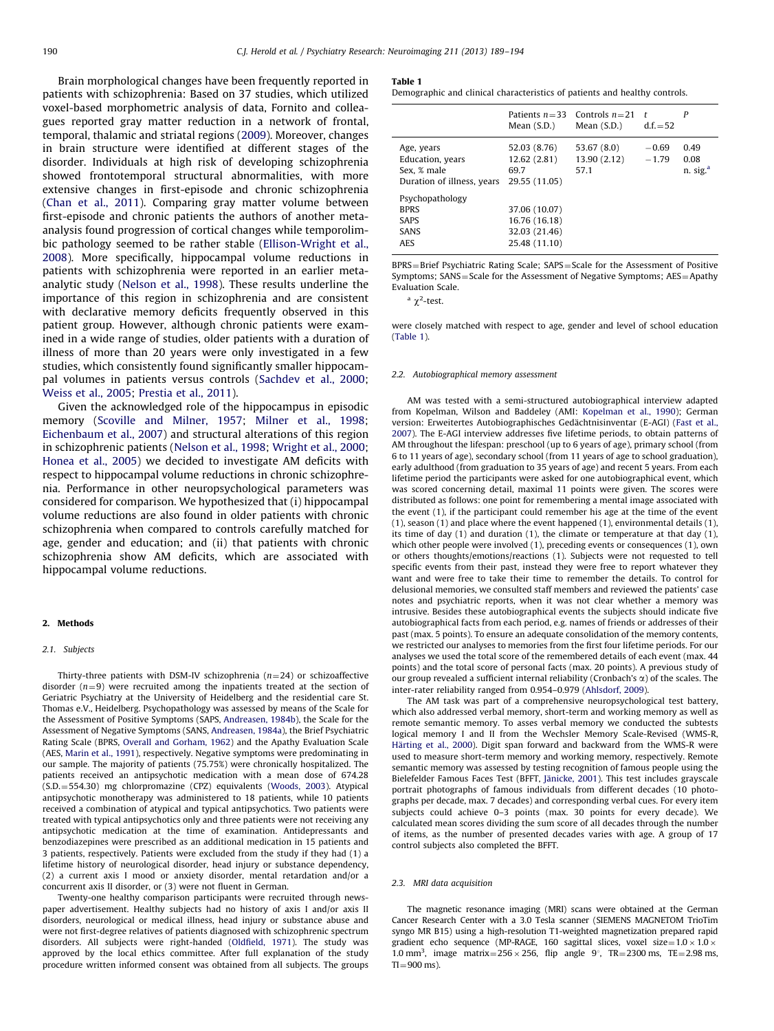Brain morphological changes have been frequently reported in patients with schizophrenia: Based on 37 studies, which utilized voxel-based morphometric analysis of data, Fornito and colleagues reported gray matter reduction in a network of frontal, temporal, thalamic and striatal regions (2009). Moreover, changes in brain structure were identified at different stages of the disorder. Individuals at high risk of developing schizophrenia showed frontotemporal structural abnormalities, with more extensive changes in first-episode and chronic schizophrenia (Chan et al., 2011). Comparing gray matter volume between first-episode and chronic patients the authors of another meta-analysis found progression of cortical changes while temporolimbic pathology seemed to be rather stable (Ellison-Wright et al., 2008). More specifically, hippocampal volume reductions in patients with schizophrenia were reported in an earlier meta-analytic study (Nelson et al., 1998). These results underline the importance of this region in schizophrenia and are consistent with declarative memory deficits frequently observed in this patient group. However, although chronic patients were examined in a wide range of studies, older patients with a duration of illness of more than 20 years were only investigated in a few studies, which consistently found significantly smaller hippocampal volumes in patients versus controls (Sachdev et al., 2000; Weiss et al., 2005; Prestia et al., 2011).

Given the acknowledged role of the hippocampus in episodic memory (Scoville and Milner, 1957; Milner et al., 1998; Eichenbaum et al., 2007) and structural alterations of this region in schizophrenic patients (Nelson et al., 1998; Wright et al., 2000; Honea et al., 2005) we decided to investigate AM deficits with respect to hippocampal volume reductions in chronic schizophrenia. Performance in other neuropsychological parameters was considered for comparison. We hypothesized that (i) hippocampal volume reductions are also found in older patients with chronic schizophrenia when compared to controls carefully matched for age, gender and education; and (ii) that patients with chronic schizophrenia show AM deficits, which are associated with hippocampal volume reductions.

## 2. Methods

### 2.1. Subjects

Thirty-three patients with DSM-IV schizophrenia ($n=24$) or schizoaffective disorder ($n=9$) were recruited among the inpatients treated at the section of Geriatric Psychiatry at the University of Heidelberg and the residential care St. Thomas e.V., Heidelberg. Psychopathology was assessed by means of the Scale for the Assessment of Positive Symptoms (SAPS, Andreasen, 1984b), the Scale for the Assessment of Negative Symptoms (SANS, Andreasen, 1984a), the Brief Psychiatric Rating Scale (BPRS, Overall and Gorham, 1962) and the Apathy Evaluation Scale (AES, Marin et al., 1991), respectively. Negative symptoms were predominating in our sample. The majority of patients (75.75%) were chronically hospitalized. The patients received an antipsychotic medication with a mean dose of 674.28 (S.D.=554.30) mg chlorpromazine (CPZ) equivalents (Woods, 2003). Atypical antipsychotic monotherapy was administered to 18 patients, while 10 patients received a combination of atypical and typical antipsychotics. Two patients were treated with typical antipsychotics only and three patients were not receiving any antipsychotic medication at the time of examination. Antidepressants and benzodiazepines were prescribed as an additional medication in 15 patients and 3 patients, respectively. Patients were excluded from the study if they had (1) a lifetime history of neurological disorder, head injury or substance dependency, (2) a current axis I mood or anxiety disorder, mental retardation and/or a concurrent axis II disorder, or (3) were not fluent in German.

Twenty-one healthy comparison participants were recruited through newspaper advertisement. Healthy subjects had no history of axis I and/or axis II disorders, neurological or medical illness, head injury or substance abuse and were not first-degree relatives of patients diagnosed with schizophrenic spectrum disorders. All subjects were right-handed (Oldfield, 1971). The study was approved by the local ethics committee. After full explanation of the study procedure written informed consent was obtained from all subjects. The groups were closely matched with respect to age, gender and level of school education (Table 1).

**Table 1**
Demographic and clinical characteristics of patients and healthy controls.

| | Patients $n=33$ Mean (S.D.) | Controls $n=21$ Mean (S.D.) | $t$ d.f.=52 | $P$ |
|---|---|---|---|---|
| Age, years | 52.03 (8.76) | 53.67 (8.0) | −0.69 | 0.49 |
| Education, years | 12.62 (2.81) | 13.90 (2.12) | −1.79 | 0.08 |
| Sex, % male | 69.7 | 57.1 | | n. sig.[a] |
| Duration of illness, years | 29.55 (11.05) | | | |
| Psychopathology | | | | |
| BPRS | 37.06 (10.07) | | | |
| SAPS | 16.76 (16.18) | | | |
| SANS | 32.03 (21.46) | | | |
| AES | 25.48 (11.10) | | | |

BPRS=Brief Psychiatric Rating Scale; SAPS=Scale for the Assessment of Positive Symptoms; SANS=Scale for the Assessment of Negative Symptoms; AES=Apathy Evaluation Scale.

[a] $\chi^2$-test.

### 2.2. Autobiographical memory assessment

AM was tested with a semi-structured autobiographical interview adapted from Kopelman, Wilson and Baddeley (AMI: Kopelman et al., 1990); German version: Erweitertes Autobiographisches Gedächtnisinventar (E-AGI) (Fast et al., 2007). The E-AGI interview addresses five lifetime periods, to obtain patterns of AM throughout the lifespan: preschool (up to 6 years of age), primary school (from 6 to 11 years of age), secondary school (from 11 years of age to school graduation), early adulthood (from graduation to 35 years of age) and recent 5 years. From each lifetime period the participants were asked for one autobiographical event, which was scored concerning detail, maximal 11 points were given. The scores were distributed as follows: one point for remembering a mental image associated with the event (1), if the participant could remember his age at the time of the event (1), season (1) and place where the event happened (1), environmental details (1), its time of day (1) and duration (1), the climate or temperature at that day (1), which other people were involved (1), preceding events or consequences (1), own or others thoughts/emotions/reactions (1). Subjects were not requested to tell specific events from their past, instead they were free to report whatever they want and were free to take their time to remember the details. To control for delusional memories, we consulted staff members and reviewed the patients' case notes and psychiatric reports, when it was not clear whether a memory was intrusive. Besides these autobiographical events the subjects should indicate five autobiographical facts from each period, e.g. names of friends or addresses of their past (max. 5 points). To ensure an adequate consolidation of the memory contents, we restricted our analyses to memories from the first four lifetime periods. For our analyses we used the total score of the remembered details of each event (max. 44 points) and the total score of personal facts (max. 20 points). A previous study of our group revealed a sufficient internal reliability (Cronbach's α) of the scales. The inter-rater reliability ranged from 0.954–0.979 (Ahlsdorf, 2009).

The AM task was part of a comprehensive neuropsychological test battery, which also addressed verbal memory, short-term and working memory as well as remote semantic memory. To asses verbal memory we conducted the subtests logical memory I and II from the Wechsler Memory Scale-Revised (WMS-R, Härting et al., 2000). Digit span forward and backward from the WMS-R were used to measure short-term memory and working memory, respectively. Remote semantic memory was assessed by testing recognition of famous people using the Bielefelder Famous Faces Test (BFFT, Jänicke, 2001). This test includes grayscale portrait photographs of famous individuals from different decades (10 photographs per decade, max. 7 decades) and corresponding verbal cues. For every item subjects could achieve 0–3 points (max. 30 points for every decade). We calculated mean scores dividing the sum score of all decades through the number of items, as the number of presented decades varies with age. A group of 17 control subjects also completed the BFFT.

### 2.3. MRI data acquisition

The magnetic resonance imaging (MRI) scans were obtained at the German Cancer Research Center with a 3.0 Tesla scanner (SIEMENS MAGNETOM TrioTim syngo MR B15) using a high-resolution T1-weighted magnetization prepared rapid gradient echo sequence (MP-RAGE, 160 sagittal slices, voxel size=$1.0 \times 1.0 \times 1.0$ mm$^3$, image matrix=$256 \times 256$, flip angle 9°, TR=2300 ms, TE=2.98 ms, TI=900 ms).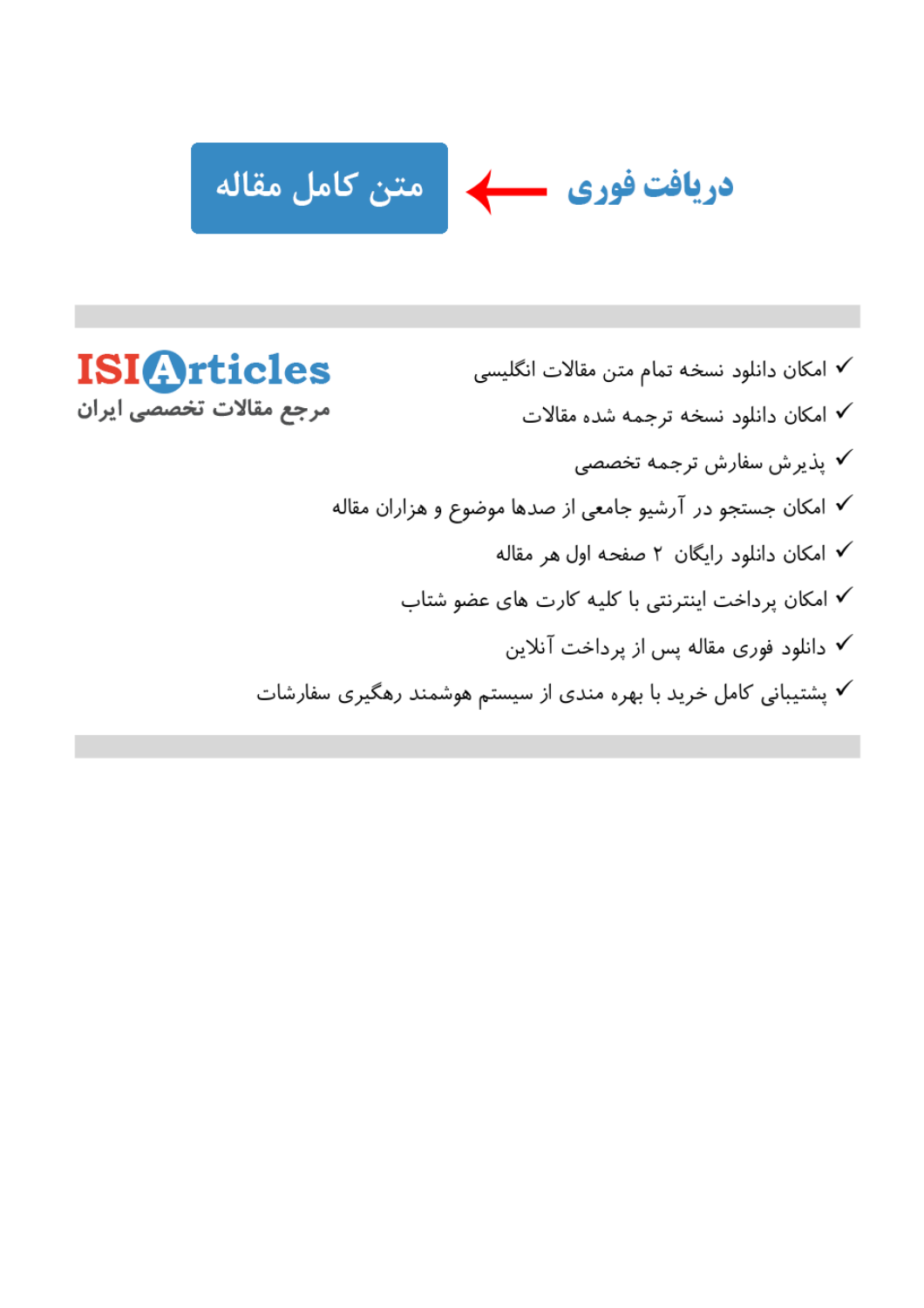دریافت فوری ← **متن کامل مقاله**

**ISIArticles**
مرجع مقالات تخصصی ایران

- ✓ امکان دانلود نسخه تمام متن مقالات انگلیسی
- ✓ امکان دانلود نسخه ترجمه شده مقالات
- ✓ پذیرش سفارش ترجمه تخصصی
- ✓ امکان جستجو در آرشیو جامعی از صدها موضوع و هزاران مقاله
- ✓ امکان دانلود رایگان ۲ صفحه اول هر مقاله
- ✓ امکان پرداخت اینترنتی با کلیه کارت های عضو شتاب
- ✓ دانلود فوری مقاله پس از پرداخت آنلاین
- ✓ پشتیبانی کامل خرید با بهره مندی از سیستم هوشمند رهگیری سفارشات